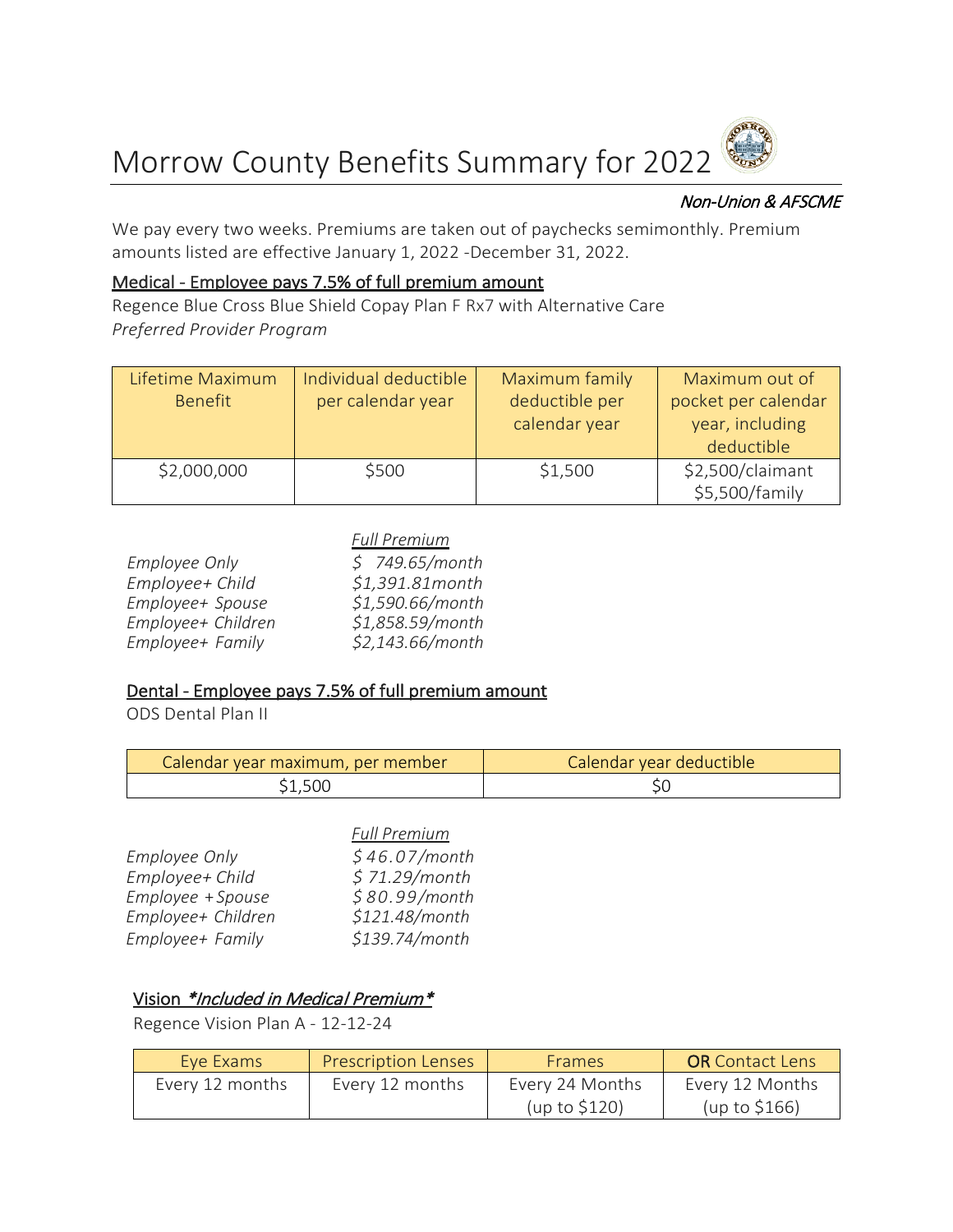# Morrow County Benefits Summary for 2022

***Non-Union & AFSCME***

We pay every two weeks. Premiums are taken out of paychecks semimonthly. Premium amounts listed are effective January 1, 2022 -December 31, 2022.

## Medical - Employee pays 7.5% of full premium amount

Regence Blue Cross Blue Shield Copay Plan F Rx7 with Alternative Care

*Preferred Provider Program*

| Lifetime Maximum Benefit | Individual deductible per calendar year | Maximum family deductible per calendar year | Maximum out of pocket per calendar year, including deductible |
|---|---|---|---|
| $2,000,000 | $500 | $1,500 | $2,500/claimant<br>$5,500/family |

| | *Full Premium* |
|---|---|
| *Employee Only* | *$ 749.65/month* |
| *Employee+ Child* | *$1,391.81month* |
| *Employee+ Spouse* | *$1,590.66/month* |
| *Employee+ Children* | *$1,858.59/month* |
| *Employee+ Family* | *$2,143.66/month* |

## Dental - Employee pays 7.5% of full premium amount

ODS Dental Plan II

| Calendar year maximum, per member | Calendar year deductible |
|---|---|
| $1,500 | $0 |

| | *Full Premium* |
|---|---|
| *Employee Only* | *$ 46.07/month* |
| *Employee+ Child* | *$ 71.29/month* |
| *Employee + Spouse* | *$ 80.99/month* |
| *Employee+ Children* | *$121.48/month* |
| *Employee+ Family* | *$139.74/month* |

## Vision *\*Included in Medical Premium\**

Regence Vision Plan A - 12-12-24

| Eye Exams | Prescription Lenses | Frames | **OR** Contact Lens |
|---|---|---|---|
| Every 12 months | Every 12 months | Every 24 Months<br>(up to $120) | Every 12 Months<br>(up to $166) |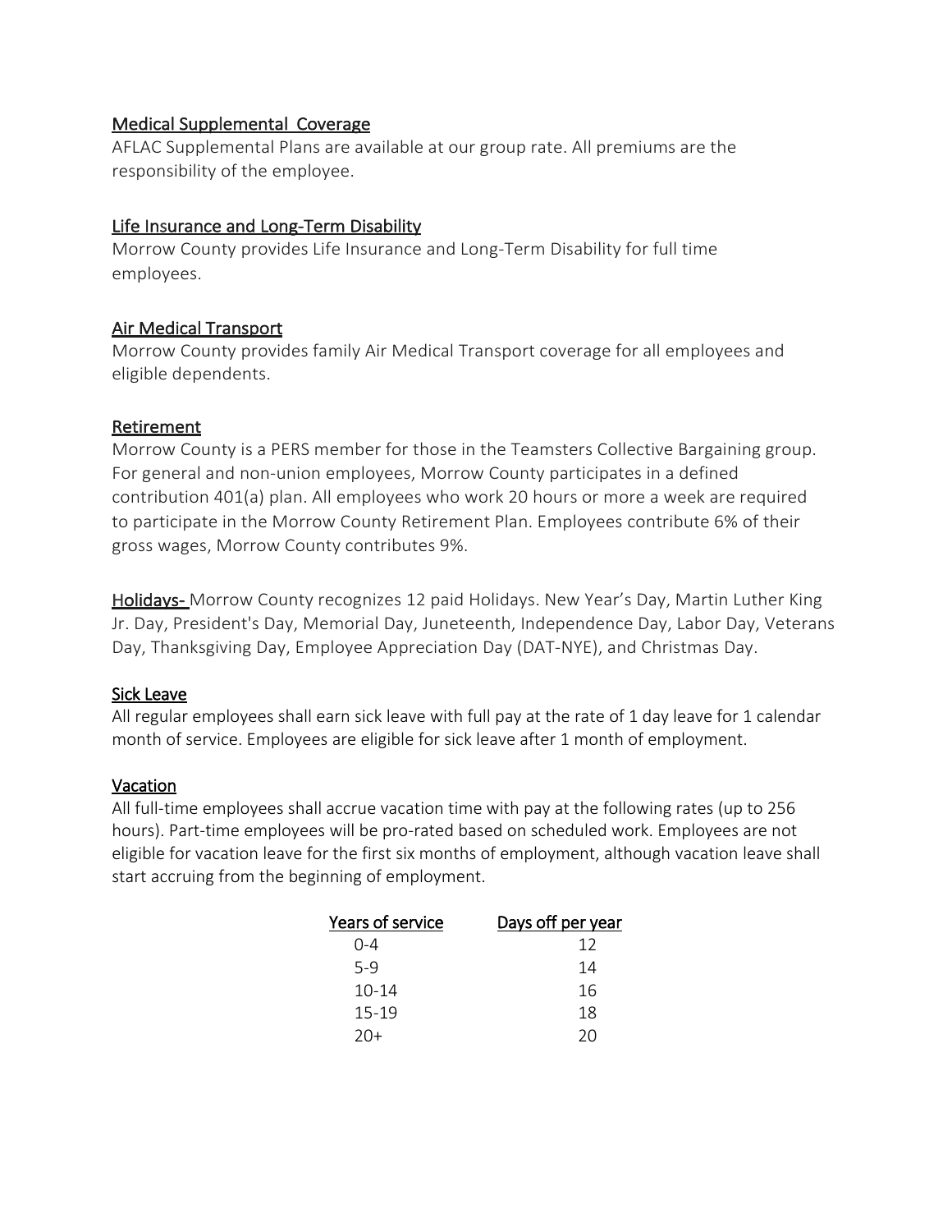## Medical Supplemental Coverage

AFLAC Supplemental Plans are available at our group rate. All premiums are the responsibility of the employee.

## Life Insurance and Long-Term Disability

Morrow County provides Life Insurance and Long-Term Disability for full time employees.

## Air Medical Transport

Morrow County provides family Air Medical Transport coverage for all employees and eligible dependents.

## Retirement

Morrow County is a PERS member for those in the Teamsters Collective Bargaining group. For general and non-union employees, Morrow County participates in a defined contribution 401(a) plan. All employees who work 20 hours or more a week are required to participate in the Morrow County Retirement Plan. Employees contribute 6% of their gross wages, Morrow County contributes 9%.

**Holidays-** Morrow County recognizes 12 paid Holidays. New Year's Day, Martin Luther King Jr. Day, President's Day, Memorial Day, Juneteenth, Independence Day, Labor Day, Veterans Day, Thanksgiving Day, Employee Appreciation Day (DAT-NYE), and Christmas Day.

## Sick Leave

All regular employees shall earn sick leave with full pay at the rate of 1 day leave for 1 calendar month of service. Employees are eligible for sick leave after 1 month of employment.

## Vacation

All full-time employees shall accrue vacation time with pay at the following rates (up to 256 hours). Part-time employees will be pro-rated based on scheduled work. Employees are not eligible for vacation leave for the first six months of employment, although vacation leave shall start accruing from the beginning of employment.

| Years of service | Days off per year |
|---|---|
| 0-4 | 12 |
| 5-9 | 14 |
| 10-14 | 16 |
| 15-19 | 18 |
| 20+ | 20 |